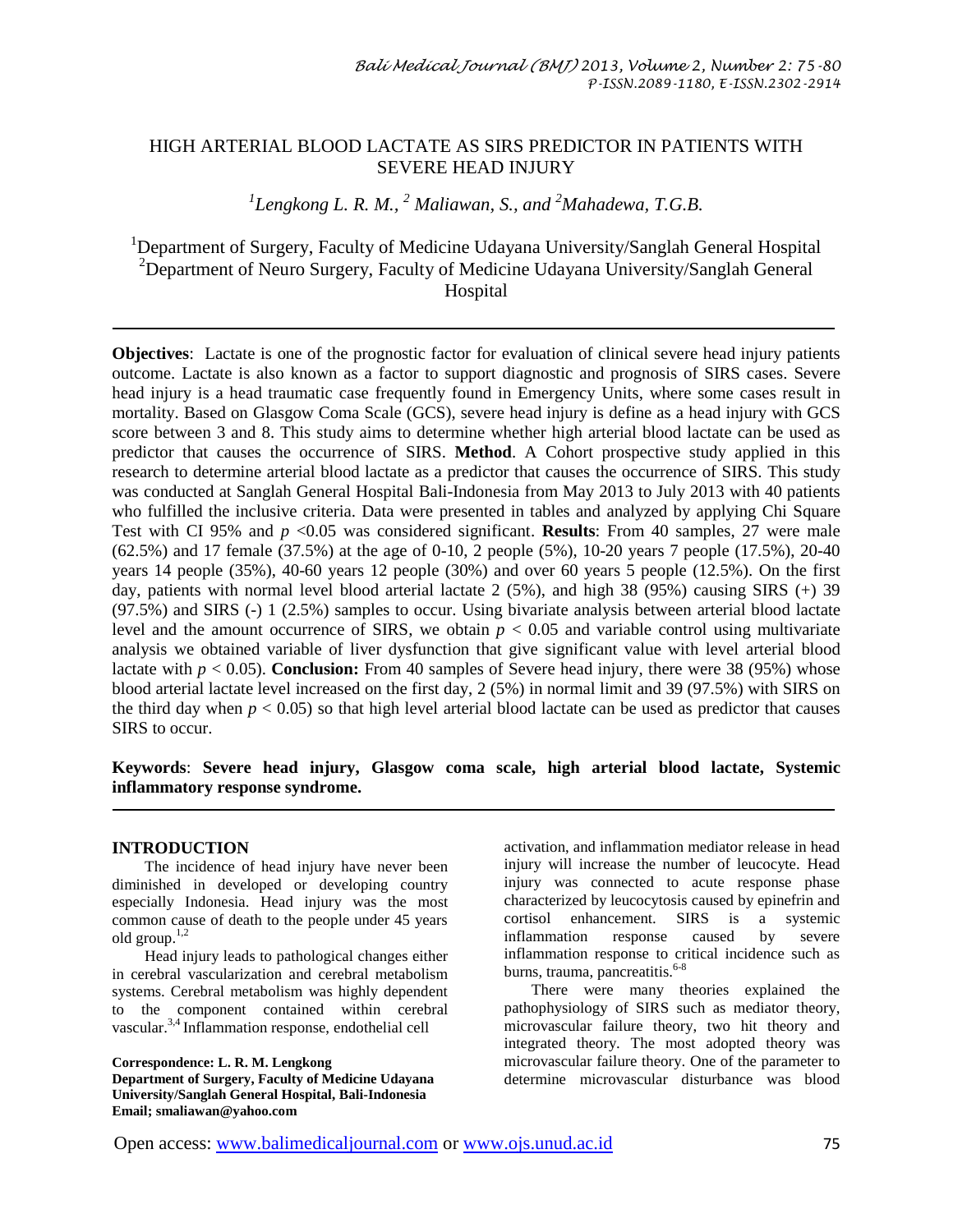# HIGH ARTERIAL BLOOD LACTATE AS SIRS PREDICTOR IN PATIENTS WITH SEVERE HEAD INJURY

*[1]Lengkong L. R. M., [2] Maliawan, S., and [2]Mahadewa, T.G.B.*

[1]Department of Surgery, Faculty of Medicine Udayana University/Sanglah General Hospital
[2]Department of Neuro Surgery, Faculty of Medicine Udayana University/Sanglah General Hospital

---

**Objectives**: Lactate is one of the prognostic factor for evaluation of clinical severe head injury patients outcome. Lactate is also known as a factor to support diagnostic and prognosis of SIRS cases. Severe head injury is a head traumatic case frequently found in Emergency Units, where some cases result in mortality. Based on Glasgow Coma Scale (GCS), severe head injury is define as a head injury with GCS score between 3 and 8. This study aims to determine whether high arterial blood lactate can be used as predictor that causes the occurrence of SIRS. **Method**. A Cohort prospective study applied in this research to determine arterial blood lactate as a predictor that causes the occurrence of SIRS. This study was conducted at Sanglah General Hospital Bali-Indonesia from May 2013 to July 2013 with 40 patients who fulfilled the inclusive criteria. Data were presented in tables and analyzed by applying Chi Square Test with CI 95% and $p$ <0.05 was considered significant. **Results**: From 40 samples, 27 were male (62.5%) and 17 female (37.5%) at the age of 0-10, 2 people (5%), 10-20 years 7 people (17.5%), 20-40 years 14 people (35%), 40-60 years 12 people (30%) and over 60 years 5 people (12.5%). On the first day, patients with normal level blood arterial lactate 2 (5%), and high 38 (95%) causing SIRS (+) 39 (97.5%) and SIRS (-) 1 (2.5%) samples to occur. Using bivariate analysis between arterial blood lactate level and the amount occurrence of SIRS, we obtain $p$ < 0.05 and variable control using multivariate analysis we obtained variable of liver dysfunction that give significant value with level arterial blood lactate with $p$ < 0.05). **Conclusion:** From 40 samples of Severe head injury, there were 38 (95%) whose blood arterial lactate level increased on the first day, 2 (5%) in normal limit and 39 (97.5%) with SIRS on the third day when $p$ < 0.05) so that high level arterial blood lactate can be used as predictor that causes SIRS to occur.

**Keywords**: **Severe head injury, Glasgow coma scale, high arterial blood lactate, Systemic inflammatory response syndrome.**

---

## INTRODUCTION

The incidence of head injury have never been diminished in developed or developing country especially Indonesia. Head injury was the most common cause of death to the people under 45 years old group.[1,2]

Head injury leads to pathological changes either in cerebral vascularization and cerebral metabolism systems. Cerebral metabolism was highly dependent to the component contained within cerebral vascular.[3,4] Inflammation response, endothelial cell activation, and inflammation mediator release in head injury will increase the number of leucocyte. Head injury was connected to acute response phase characterized by leucocytosis caused by epinefrin and cortisol enhancement. SIRS is a systemic inflammation response caused by severe inflammation response to critical incidence such as burns, trauma, pancreatitis.[6-8]

There were many theories explained the pathophysiology of SIRS such as mediator theory, microvascular failure theory, two hit theory and integrated theory. The most adopted theory was microvascular failure theory. One of the parameter to determine microvascular disturbance was blood

**Correspondence: L. R. M. Lengkong**
**Department of Surgery, Faculty of Medicine Udayana University/Sanglah General Hospital, Bali-Indonesia**
**Email; smaliawan@yahoo.com**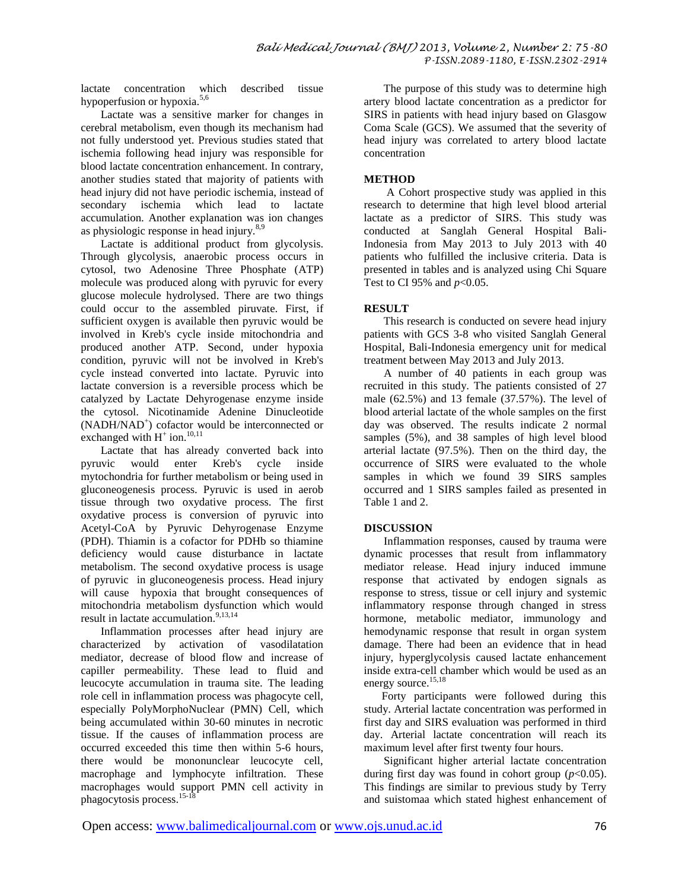lactate concentration which described tissue hypoperfusion or hypoxia.[5,6]

Lactate was a sensitive marker for changes in cerebral metabolism, even though its mechanism had not fully understood yet. Previous studies stated that ischemia following head injury was responsible for blood lactate concentration enhancement. In contrary, another studies stated that majority of patients with head injury did not have periodic ischemia, instead of secondary ischemia which lead to lactate accumulation. Another explanation was ion changes as physiologic response in head injury.[8,9]

Lactate is additional product from glycolysis. Through glycolysis, anaerobic process occurs in cytosol, two Adenosine Three Phosphate (ATP) molecule was produced along with pyruvic for every glucose molecule hydrolysed. There are two things could occur to the assembled piruvate. First, if sufficient oxygen is available then pyruvic would be involved in Kreb's cycle inside mitochondria and produced another ATP. Second, under hypoxia condition, pyruvic will not be involved in Kreb's cycle instead converted into lactate. Pyruvic into lactate conversion is a reversible process which be catalyzed by Lactate Dehyrogenase enzyme inside the cytosol. Nicotinamide Adenine Dinucleotide ($NADH/NAD^+$) cofactor would be interconnected or exchanged with $H^+$ ion.[10,11]

Lactate that has already converted back into pyruvic would enter Kreb's cycle inside mytochondria for further metabolism or being used in gluconeogenesis process. Pyruvic is used in aerob tissue through two oxydative process. The first oxydative process is conversion of pyruvic into Acetyl-CoA by Pyruvic Dehyrogenase Enzyme (PDH). Thiamin is a cofactor for PDHb so thiamine deficiency would cause disturbance in lactate metabolism. The second oxydative process is usage of pyruvic in gluconeogenesis process. Head injury will cause hypoxia that brought consequences of mitochondria metabolism dysfunction which would result in lactate accumulation.[9,13,14]

Inflammation processes after head injury are characterized by activation of vasodilatation mediator, decrease of blood flow and increase of capiller permeability. These lead to fluid and leucocyte accumulation in trauma site. The leading role cell in inflammation process was phagocyte cell, especially PolyMorphoNuclear (PMN) Cell, which being accumulated within 30-60 minutes in necrotic tissue. If the causes of inflammation process are occurred exceeded this time then within 5-6 hours, there would be mononunclear leucocyte cell, macrophage and lymphocyte infiltration. These macrophages would support PMN cell activity in phagocytosis process.[15-18]

The purpose of this study was to determine high artery blood lactate concentration as a predictor for SIRS in patients with head injury based on Glasgow Coma Scale (GCS). We assumed that the severity of head injury was correlated to artery blood lactate concentration

## METHOD

A Cohort prospective study was applied in this research to determine that high level blood arterial lactate as a predictor of SIRS. This study was conducted at Sanglah General Hospital Bali-Indonesia from May 2013 to July 2013 with 40 patients who fulfilled the inclusive criteria. Data is presented in tables and is analyzed using Chi Square Test to CI 95% and $p<0.05$.

## RESULT

This research is conducted on severe head injury patients with GCS 3-8 who visited Sanglah General Hospital, Bali-Indonesia emergency unit for medical treatment between May 2013 and July 2013.

A number of 40 patients in each group was recruited in this study. The patients consisted of 27 male (62.5%) and 13 female (37.57%). The level of blood arterial lactate of the whole samples on the first day was observed. The results indicate 2 normal samples (5%), and 38 samples of high level blood arterial lactate (97.5%). Then on the third day, the occurrence of SIRS were evaluated to the whole samples in which we found 39 SIRS samples occurred and 1 SIRS samples failed as presented in Table 1 and 2.

## DISCUSSION

Inflammation responses, caused by trauma were dynamic processes that result from inflammatory mediator release. Head injury induced immune response that activated by endogen signals as response to stress, tissue or cell injury and systemic inflammatory response through changed in stress hormone, metabolic mediator, immunology and hemodynamic response that result in organ system damage. There had been an evidence that in head injury, hyperglycolysis caused lactate enhancement inside extra-cell chamber which would be used as an energy source.[15,18]

Forty participants were followed during this study. Arterial lactate concentration was performed in first day and SIRS evaluation was performed in third day. Arterial lactate concentration will reach its maximum level after first twenty four hours.

Significant higher arterial lactate concentration during first day was found in cohort group ($p<0.05$). This findings are similar to previous study by Terry and suistomaa which stated highest enhancement of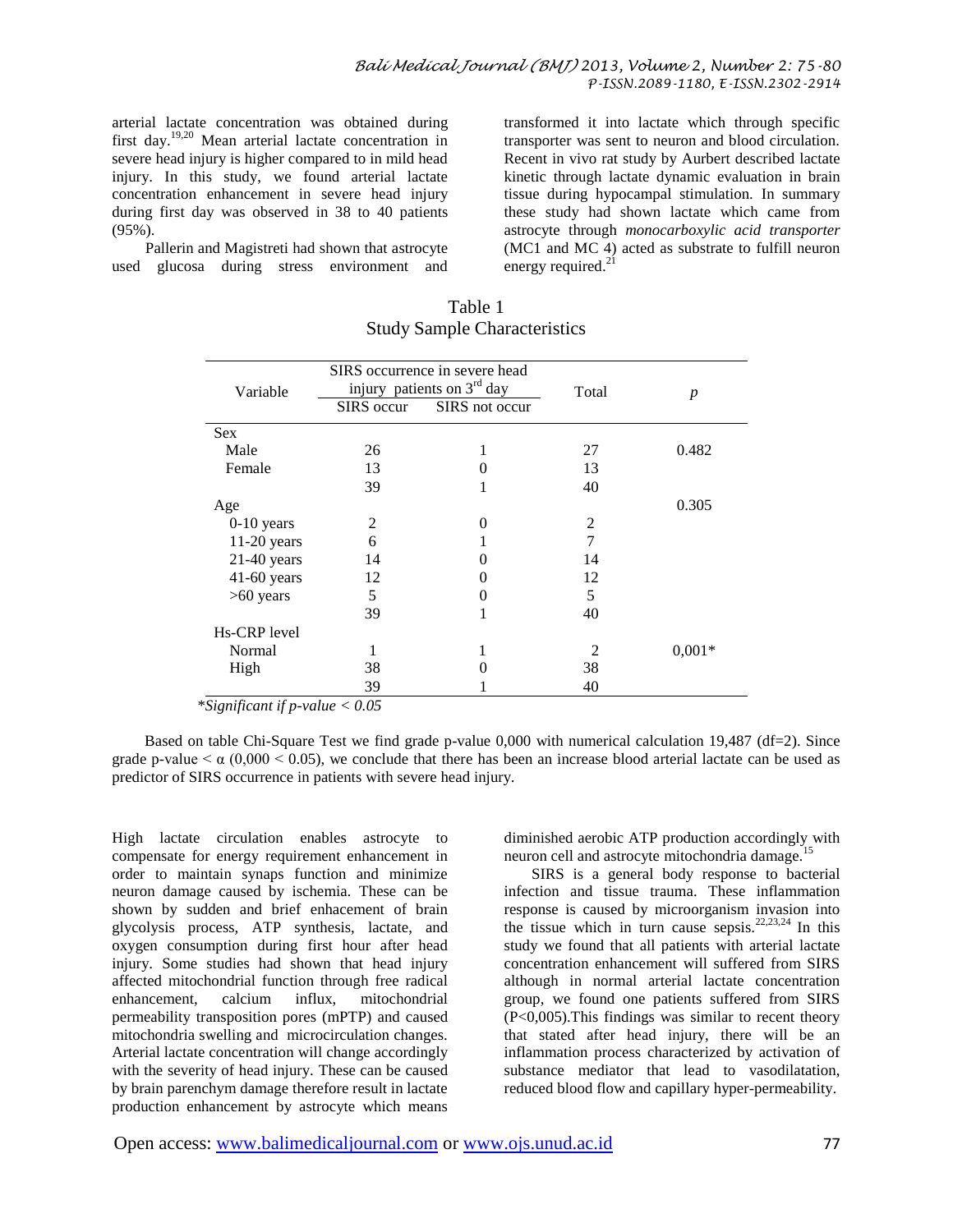arterial lactate concentration was obtained during first day.[19,20] Mean arterial lactate concentration in severe head injury is higher compared to in mild head injury. In this study, we found arterial lactate concentration enhancement in severe head injury during first day was observed in 38 to 40 patients (95%).

Pallerin and Magistreti had shown that astrocyte used glucosa during stress environment and transformed it into lactate which through specific transporter was sent to neuron and blood circulation. Recent in vivo rat study by Aurbert described lactate kinetic through lactate dynamic evaluation in brain tissue during hypocampal stimulation. In summary these study had shown lactate which came from astrocyte through *monocarboxylic acid transporter* (MC1 and MC 4) acted as substrate to fulfill neuron energy required.[21]

Table 1
Study Sample Characteristics

| Variable | SIRS occurrence in severe head injury patients on 3rd day | | Total | *p* |
|---|---|---|---|---|
| | SIRS occur | SIRS not occur | | |
| Sex | | | | |
| Male | 26 | 1 | 27 | 0.482 |
| Female | 13 | 0 | 13 | |
| | 39 | 1 | 40 | |
| Age | | | | 0.305 |
| 0-10 years | 2 | 0 | 2 | |
| 11-20 years | 6 | 1 | 7 | |
| 21-40 years | 14 | 0 | 14 | |
| 41-60 years | 12 | 0 | 12 | |
| >60 years | 5 | 0 | 5 | |
| | 39 | 1 | 40 | |
| Hs-CRP level | | | | |
| Normal | 1 | 1 | 2 | 0,001* |
| High | 38 | 0 | 38 | |
| | 39 | 1 | 40 | |

*\*Significant if p-value < 0.05*

Based on table Chi-Square Test we find grade p-value 0,000 with numerical calculation 19,487 (df=2). Since grade p-value $< \alpha$ ($0{,}000 < 0.05$), we conclude that there has been an increase blood arterial lactate can be used as predictor of SIRS occurrence in patients with severe head injury.

High lactate circulation enables astrocyte to compensate for energy requirement enhancement in order to maintain synaps function and minimize neuron damage caused by ischemia. These can be shown by sudden and brief enhancement of brain glycolysis process, ATP synthesis, lactate, and oxygen consumption during first hour after head injury. Some studies had shown that head injury affected mitochondrial function through free radical enhancement, calcium influx, mitochondrial permeability transposition pores (mPTP) and caused mitochondria swelling and microcirculation changes. Arterial lactate concentration will change accordingly with the severity of head injury. These can be caused by brain parenchym damage therefore result in lactate production enhancement by astrocyte which means diminished aerobic ATP production accordingly with neuron cell and astrocyte mitochondria damage.[15]

SIRS is a general body response to bacterial infection and tissue trauma. These inflammation response is caused by microorganism invasion into the tissue which in turn cause sepsis.[22,23,24] In this study we found that all patients with arterial lactate concentration enhancement will suffered from SIRS although in normal arterial lactate concentration group, we found one patients suffered from SIRS ($P<0{,}005$).This findings was similar to recent theory that stated after head injury, there will be an inflammation process characterized by activation of substance mediator that lead to vasodilatation, reduced blood flow and capillary hyper-permeability.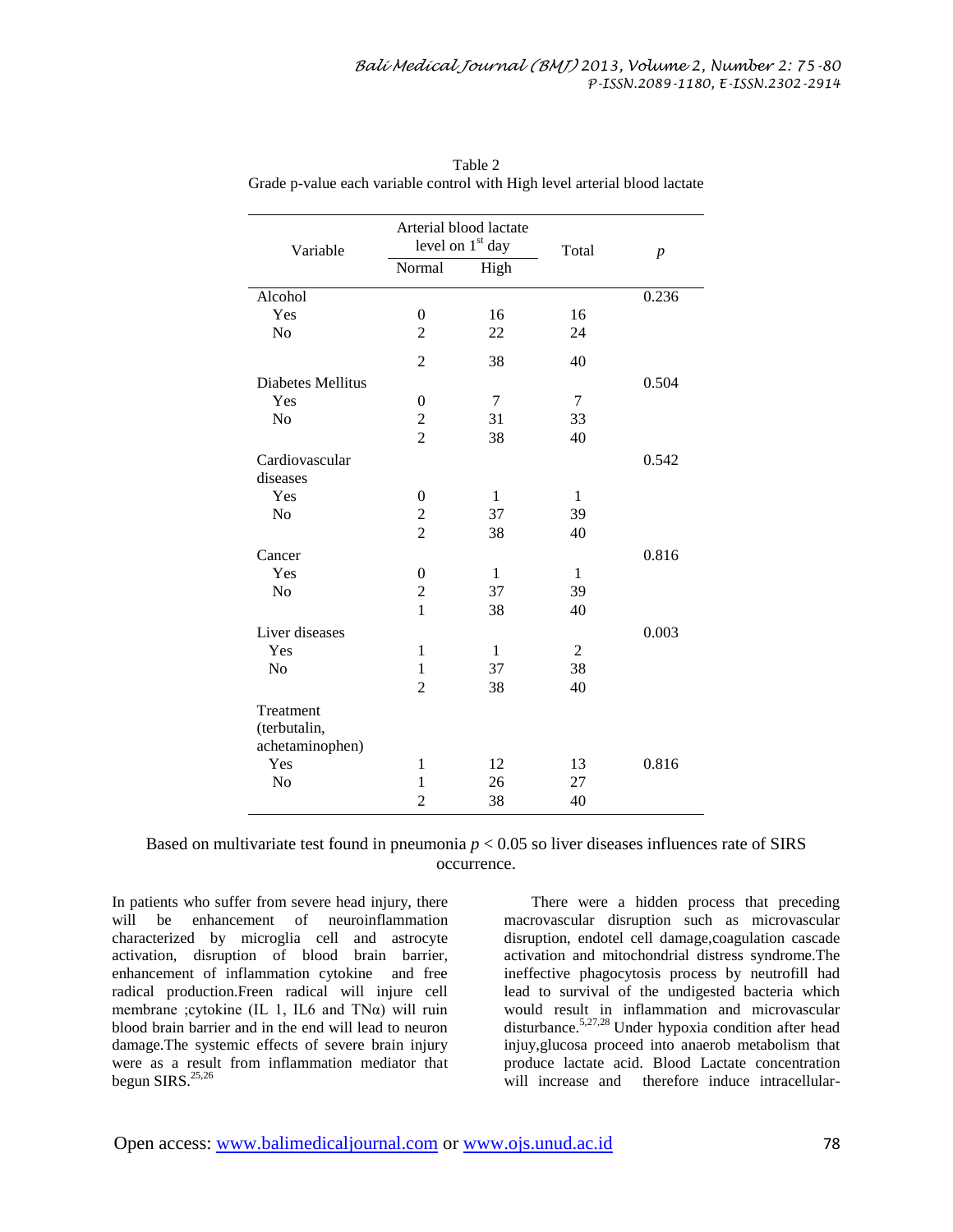Table 2
Grade p-value each variable control with High level arterial blood lactate

| Variable | Arterial blood lactate level on 1st day | | Total | $p$ |
|---|---|---|---|---|
| | Normal | High | | |
| Alcohol | | | | 0.236 |
| Yes | 0 | 16 | 16 | |
| No | 2 | 22 | 24 | |
| | 2 | 38 | 40 | |
| Diabetes Mellitus | | | | 0.504 |
| Yes | 0 | 7 | 7 | |
| No | 2 | 31 | 33 | |
| | 2 | 38 | 40 | |
| Cardiovascular diseases | | | | 0.542 |
| Yes | 0 | 1 | 1 | |
| No | 2 | 37 | 39 | |
| | 2 | 38 | 40 | |
| Cancer | | | | 0.816 |
| Yes | 0 | 1 | 1 | |
| No | 2 | 37 | 39 | |
| | 1 | 38 | 40 | |
| Liver diseases | | | | 0.003 |
| Yes | 1 | 1 | 2 | |
| No | 1 | 37 | 38 | |
| | 2 | 38 | 40 | |
| Treatment (terbutalin, achetaminophen) | | | | |
| Yes | 1 | 12 | 13 | 0.816 |
| No | 1 | 26 | 27 | |
| | 2 | 38 | 40 | |

Based on multivariate test found in pneumonia $p < 0.05$ so liver diseases influences rate of SIRS occurrence.

In patients who suffer from severe head injury, there will be enhancement of neuroinflammation characterized by microglia cell and astrocyte activation, disruption of blood brain barrier, enhancement of inflammation cytokine and free radical production.Freen radical will injure cell membrane ;cytokine (IL 1, IL6 and TNα) will ruin blood brain barrier and in the end will lead to neuron damage.The systemic effects of severe brain injury were as a result from inflammation mediator that begun SIRS.[25,26]

There were a hidden process that preceding macrovascular disruption such as microvascular disruption, endotel cell damage,coagulation cascade activation and mitochondrial distress syndrome.The ineffective phagocytosis process by neutrofill had lead to survival of the undigested bacteria which would result in inflammation and microvascular disturbance.[5,27,28] Under hypoxia condition after head injuy,glucosa proceed into anaerob metabolism that produce lactate acid. Blood Lactate concentration will increase and therefore induce intracellular-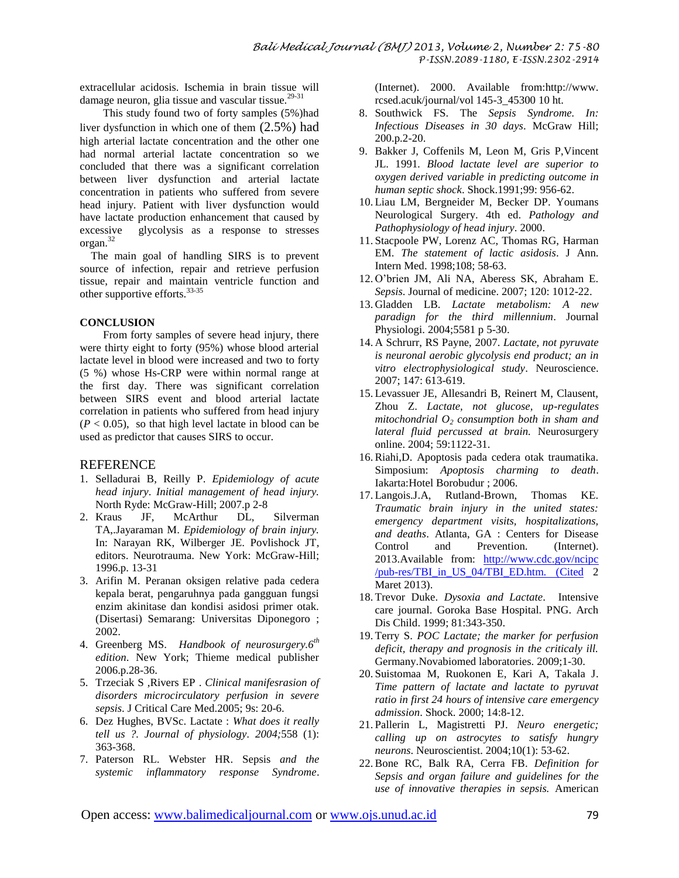extracellular acidosis. Ischemia in brain tissue will damage neuron, glia tissue and vascular tissue.[29-31]

This study found two of forty samples (5%)had liver dysfunction in which one of them (2.5%) had high arterial lactate concentration and the other one had normal arterial lactate concentration so we concluded that there was a significant correlation between liver dysfunction and arterial lactate concentration in patients who suffered from severe head injury. Patient with liver dysfunction would have lactate production enhancement that caused by excessive glycolysis as a response to stresses organ.[32]

The main goal of handling SIRS is to prevent source of infection, repair and retrieve perfusion tissue, repair and maintain ventricle function and other supportive efforts.[33-35]

## CONCLUSION

From forty samples of severe head injury, there were thirty eight to forty (95%) whose blood arterial lactate level in blood were increased and two to forty (5 %) whose Hs-CRP were within normal range at the first day. There was significant correlation between SIRS event and blood arterial lactate correlation in patients who suffered from head injury ($P < 0.05$), so that high level lactate in blood can be used as predictor that causes SIRS to occur.

## REFERENCE

1. Selladurai B, Reilly P. *Epidemiology of acute head injury*. *Initial management of head injury.* North Ryde: McGraw-Hill; 2007.p 2-8
2. Kraus JF, McArthur DL, Silverman TA,.Jayaraman M. *Epidemiology of brain injury.* In: Narayan RK, Wilberger JE. Povlishock JT, editors. Neurotrauma. New York: McGraw-Hill; 1996.p. 13-31
3. Arifin M. Peranan oksigen relative pada cedera kepala berat, pengaruhnya pada gangguan fungsi enzim akinitase dan kondisi asidosi primer otak. (Disertasi) Semarang: Universitas Diponegoro ; 2002.
4. Greenberg MS. *Handbook of neurosurgery.6[th] edition*. New York; Thieme medical publisher 2006.p.28-36.
5. Trzeciak S ,Rivers EP . *Clinical manifesrasion of disorders microcirculatory perfusion in severe sepsis*. J Critical Care Med.2005; 9s: 20-6.
6. Dez Hughes, BVSc. Lactate : *What does it really tell us ?. Journal of physiology. 2004;*558 (1): 363-368.
7. Paterson RL. Webster HR. Sepsis *and the systemic inflammatory response Syndrome*. (Internet). 2000. Available from:http://www. rcsed.acuk/journal/vol 145-3_45300 10 ht.
8. Southwick FS. The *Sepsis Syndrome. In: Infectious Diseases in 30 days*. McGraw Hill; 200.p.2-20.
9. Bakker J, Coffenils M, Leon M, Gris P,Vincent JL. 1991. *Blood lactate level are superior to oxygen derived variable in predicting outcome in human septic shock*. Shock.1991;99: 956-62.
10. Liau LM, Bergneider M, Becker DP. Youmans Neurological Surgery. 4th ed. *Pathology and Pathophysiology of head injury*. 2000.
11. Stacpoole PW, Lorenz AC, Thomas RG, Harman EM. *The statement of lactic asidosis*. J Ann. Intern Med. 1998;108; 58-63.
12. O'brien JM, Ali NA, Aberess SK, Abraham E. *Sepsis*. Journal of medicine. 2007; 120: 1012-22.
13. Gladden LB. *Lactate metabolism: A new paradign for the third millennium*. Journal Physiologi. 2004;5581 p 5-30.
14. A Schrurr, RS Payne, 2007. *Lactate, not pyruvate is neuronal aerobic glycolysis end product; an in vitro electrophysiological study*. Neuroscience. 2007; 147: 613-619.
15. Levassuer JE, Allesandri B, Reinert M, Clausent, Zhou Z. *Lactate, not glucose, up-regulates mitochondrial $O_2$ consumption both in sham and lateral fluid percussed at brain.* Neurosurgery online. 2004; 59:1122-31.
16. Riahi,D. Apoptosis pada cedera otak traumatika. Simposium: *Apoptosis charming to death*. Iakarta:Hotel Borobudur ; 2006.
17. Langois.J.A, Rutland-Brown, Thomas KE. *Traumatic brain injury in the united states: emergency department visits, hospitalizations, and deaths*. Atlanta, GA : Centers for Disease Control and Prevention. (Internet). 2013.Available from: http://www.cdc.gov/ncipc/pub-res/TBI_in_US_04/TBI_ED.htm. (Cited 2 Maret 2013).
18. Trevor Duke. *Dysoxia and Lactate*. Intensive care journal. Goroka Base Hospital. PNG. Arch Dis Child. 1999; 81:343-350.
19. Terry S. *POC Lactate; the marker for perfusion deficit, therapy and prognosis in the criticaly ill.* Germany.Novabiomed laboratories. 2009;1-30.
20. Suistomaa M, Ruokonen E, Kari A, Takala J. *Time pattern of lactate and lactate to pyruvat ratio in first 24 hours of intensive care emergency admission*. Shock. 2000; 14:8-12.
21. Pallerin L, Magistretti PJ. *Neuro energetic; calling up on astrocytes to satisfy hungry neurons*. Neuroscientist. 2004;10(1): 53-62.
22. Bone RC, Balk RA, Cerra FB. *Definition for Sepsis and organ failure and guidelines for the use of innovative therapies in sepsis.* American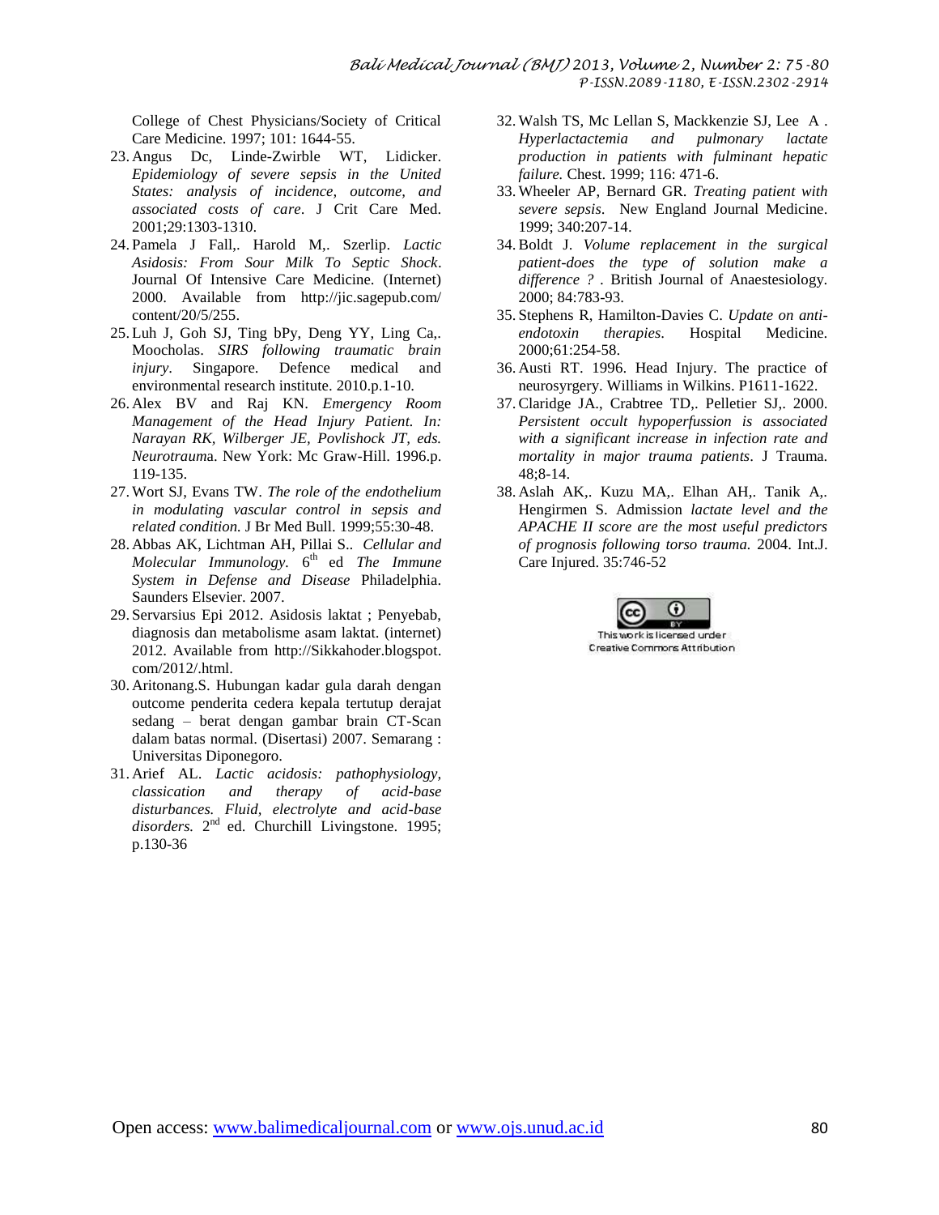College of Chest Physicians/Society of Critical Care Medicine. 1997; 101: 1644-55.

23. Angus Dc, Linde-Zwirble WT, Lidicker. *Epidemiology of severe sepsis in the United States: analysis of incidence, outcome, and associated costs of care*. J Crit Care Med. 2001;29:1303-1310.
24. Pamela J Fall,. Harold M,. Szerlip. *Lactic Asidosis: From Sour Milk To Septic Shock*. Journal Of Intensive Care Medicine. (Internet) 2000. Available from http://jic.sagepub.com/content/20/5/255.
25. Luh J, Goh SJ, Ting bPy, Deng YY, Ling Ca,. Moocholas. *SIRS following traumatic brain injury*. Singapore. Defence medical and environmental research institute. 2010.p.1-10.
26. Alex BV and Raj KN. *Emergency Room Management of the Head Injury Patient. In: Narayan RK, Wilberger JE, Povlishock JT, eds. Neurotrauma*. New York: Mc Graw-Hill. 1996.p. 119-135.
27. Wort SJ, Evans TW. *The role of the endothelium in modulating vascular control in sepsis and related condition.* J Br Med Bull. 1999;55:30-48.
28. Abbas AK, Lichtman AH, Pillai S.. *Cellular and Molecular Immunology.* 6th ed *The Immune System in Defense and Disease* Philadelphia. Saunders Elsevier. 2007.
29. Servarsius Epi 2012. Asidosis laktat ; Penyebab, diagnosis dan metabolisme asam laktat. (internet) 2012. Available from http://Sikkahoder.blogspot.com/2012/.html.
30. Aritonang.S. Hubungan kadar gula darah dengan outcome penderita cedera kepala tertutup derajat sedang – berat dengan gambar brain CT-Scan dalam batas normal. (Disertasi) 2007. Semarang : Universitas Diponegoro.
31. Arief AL. *Lactic acidosis: pathophysiology, classication and therapy of acid-base disturbances. Fluid, electrolyte and acid-base disorders.* 2nd ed. Churchill Livingstone. 1995; p.130-36
32. Walsh TS, Mc Lellan S, Mackkenzie SJ, Lee A . *Hyperlactactemia and pulmonary lactate production in patients with fulminant hepatic failure.* Chest. 1999; 116: 471-6.
33. Wheeler AP, Bernard GR. *Treating patient with severe sepsis.* New England Journal Medicine. 1999; 340:207-14.
34. Boldt J. *Volume replacement in the surgical patient-does the type of solution make a difference ?* . British Journal of Anaestesiology. 2000; 84:783-93.
35. Stephens R, Hamilton-Davies C. *Update on anti-endotoxin therapies.* Hospital Medicine. 2000;61:254-58.
36. Austi RT. 1996. Head Injury. The practice of neurosyrgery. Williams in Wilkins. P1611-1622.
37. Claridge JA., Crabtree TD,. Pelletier SJ,. 2000. *Persistent occult hypoperfussion is associated with a significant increase in infection rate and mortality in major trauma patients*. J Trauma. 48;8-14.
38. Aslah AK,. Kuzu MA,. Elhan AH,. Tanik A,. Hengirmen S. Admission *lactate level and the APACHE II score are the most useful predictors of prognosis following torso trauma.* 2004. Int.J. Care Injured. 35:746-52

This work is licensed under Creative Commons Attribution